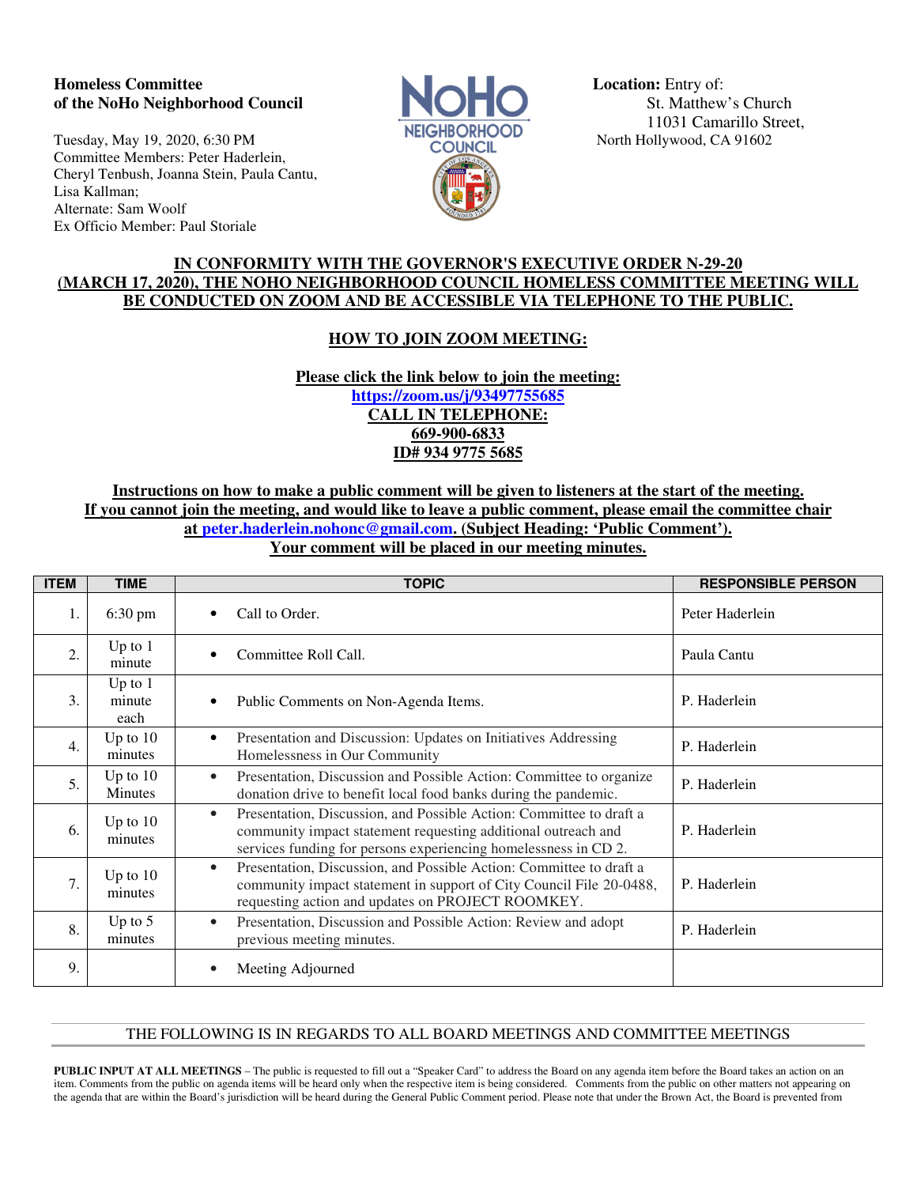**Homeless Committee**
**of the NoHo Neighborhood Council**

Tuesday, May 19, 2020, 6:30 PM
Committee Members: Peter Haderlein, Cheryl Tenbush, Joanna Stein, Paula Cantu, Lisa Kallman;
Alternate: Sam Woolf
Ex Officio Member: Paul Storiale

**Location:** Entry of:
St. Matthew's Church
11031 Camarillo Street,
North Hollywood, CA 91602

**IN CONFORMITY WITH THE GOVERNOR'S EXECUTIVE ORDER N-29-20 (MARCH 17, 2020), THE NOHO NEIGHBORHOOD COUNCIL HOMELESS COMMITTEE MEETING WILL BE CONDUCTED ON ZOOM AND BE ACCESSIBLE VIA TELEPHONE TO THE PUBLIC.**

**HOW TO JOIN ZOOM MEETING:**

**Please click the link below to join the meeting:**
**https://zoom.us/j/93497755685**
**CALL IN TELEPHONE:**
**669-900-6833**
**ID# 934 9775 5685**

**Instructions on how to make a public comment will be given to listeners at the start of the meeting. If you cannot join the meeting, and would like to leave a public comment, please email the committee chair at peter.haderlein.nohonc@gmail.com. (Subject Heading: 'Public Comment'). Your comment will be placed in our meeting minutes.**

| ITEM | TIME | TOPIC | RESPONSIBLE PERSON |
|---|---|---|---|
| 1. | 6:30 pm | • Call to Order. | Peter Haderlein |
| 2. | Up to 1 minute | • Committee Roll Call. | Paula Cantu |
| 3. | Up to 1 minute each | • Public Comments on Non-Agenda Items. | P. Haderlein |
| 4. | Up to 10 minutes | • Presentation and Discussion: Updates on Initiatives Addressing Homelessness in Our Community | P. Haderlein |
| 5. | Up to 10 Minutes | • Presentation, Discussion and Possible Action: Committee to organize donation drive to benefit local food banks during the pandemic. | P. Haderlein |
| 6. | Up to 10 minutes | • Presentation, Discussion, and Possible Action: Committee to draft a community impact statement requesting additional outreach and services funding for persons experiencing homelessness in CD 2. | P. Haderlein |
| 7. | Up to 10 minutes | • Presentation, Discussion, and Possible Action: Committee to draft a community impact statement in support of City Council File 20-0488, requesting action and updates on PROJECT ROOMKEY. | P. Haderlein |
| 8. | Up to 5 minutes | • Presentation, Discussion and Possible Action: Review and adopt previous meeting minutes. | P. Haderlein |
| 9. | | • Meeting Adjourned | |

THE FOLLOWING IS IN REGARDS TO ALL BOARD MEETINGS AND COMMITTEE MEETINGS

**PUBLIC INPUT AT ALL MEETINGS** – The public is requested to fill out a "Speaker Card" to address the Board on any agenda item before the Board takes an action on an item. Comments from the public on agenda items will be heard only when the respective item is being considered. Comments from the public on other matters not appearing on the agenda that are within the Board's jurisdiction will be heard during the General Public Comment period. Please note that under the Brown Act, the Board is prevented from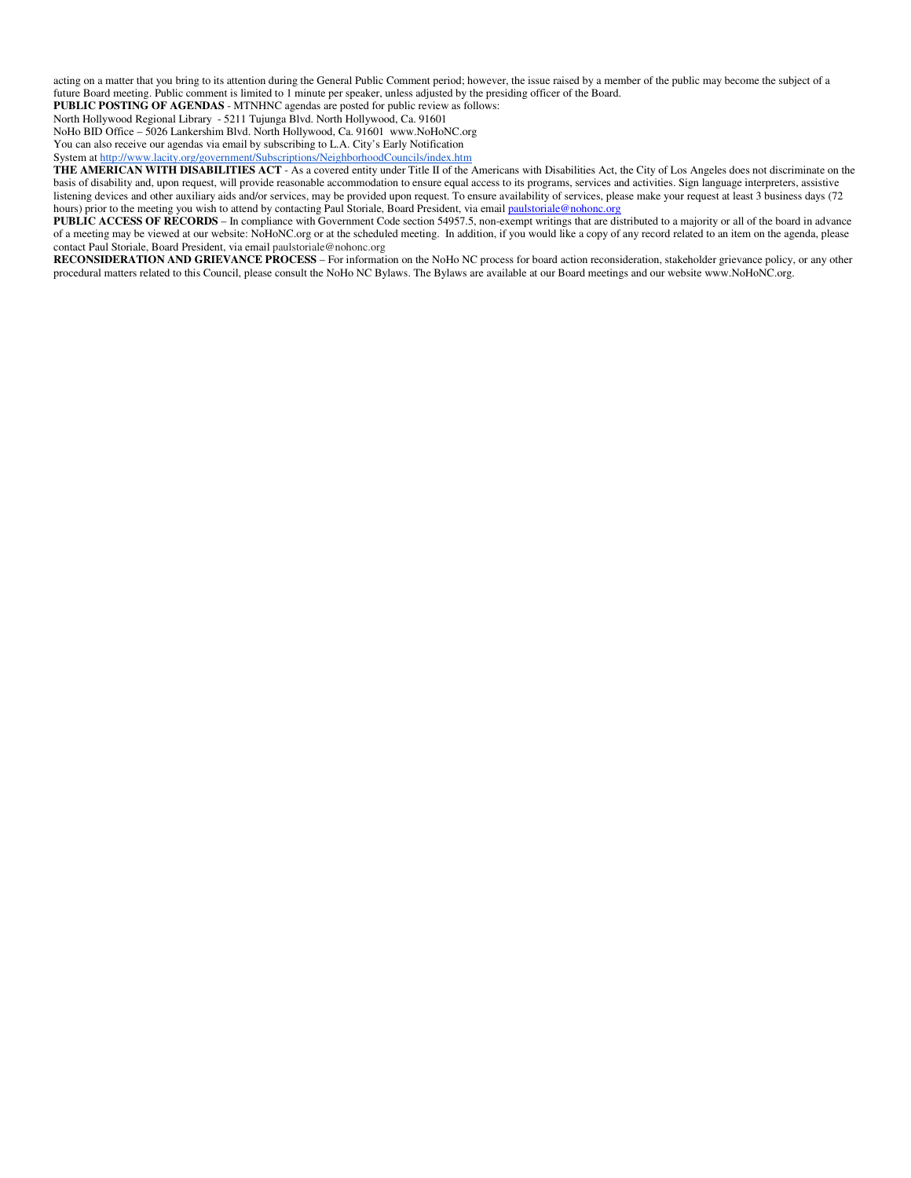acting on a matter that you bring to its attention during the General Public Comment period; however, the issue raised by a member of the public may become the subject of a future Board meeting. Public comment is limited to 1 minute per speaker, unless adjusted by the presiding officer of the Board.

**PUBLIC POSTING OF AGENDAS** - MTNHNC agendas are posted for public review as follows:

North Hollywood Regional Library - 5211 Tujunga Blvd. North Hollywood, Ca. 91601

NoHo BID Office – 5026 Lankershim Blvd. North Hollywood, Ca. 91601 www.NoHoNC.org

You can also receive our agendas via email by subscribing to L.A. City's Early Notification System at http://www.lacity.org/government/Subscriptions/NeighborhoodCouncils/index.htm

**THE AMERICAN WITH DISABILITIES ACT** - As a covered entity under Title II of the Americans with Disabilities Act, the City of Los Angeles does not discriminate on the basis of disability and, upon request, will provide reasonable accommodation to ensure equal access to its programs, services and activities. Sign language interpreters, assistive listening devices and other auxiliary aids and/or services, may be provided upon request. To ensure availability of services, please make your request at least 3 business days (72 hours) prior to the meeting you wish to attend by contacting Paul Storiale, Board President, via email paulstoriale@nohonc.org

**PUBLIC ACCESS OF RECORDS** – In compliance with Government Code section 54957.5, non-exempt writings that are distributed to a majority or all of the board in advance of a meeting may be viewed at our website: NoHoNC.org or at the scheduled meeting. In addition, if you would like a copy of any record related to an item on the agenda, please contact Paul Storiale, Board President, via email paulstoriale@nohonc.org

**RECONSIDERATION AND GRIEVANCE PROCESS** – For information on the NoHo NC process for board action reconsideration, stakeholder grievance policy, or any other procedural matters related to this Council, please consult the NoHo NC Bylaws. The Bylaws are available at our Board meetings and our website www.NoHoNC.org.